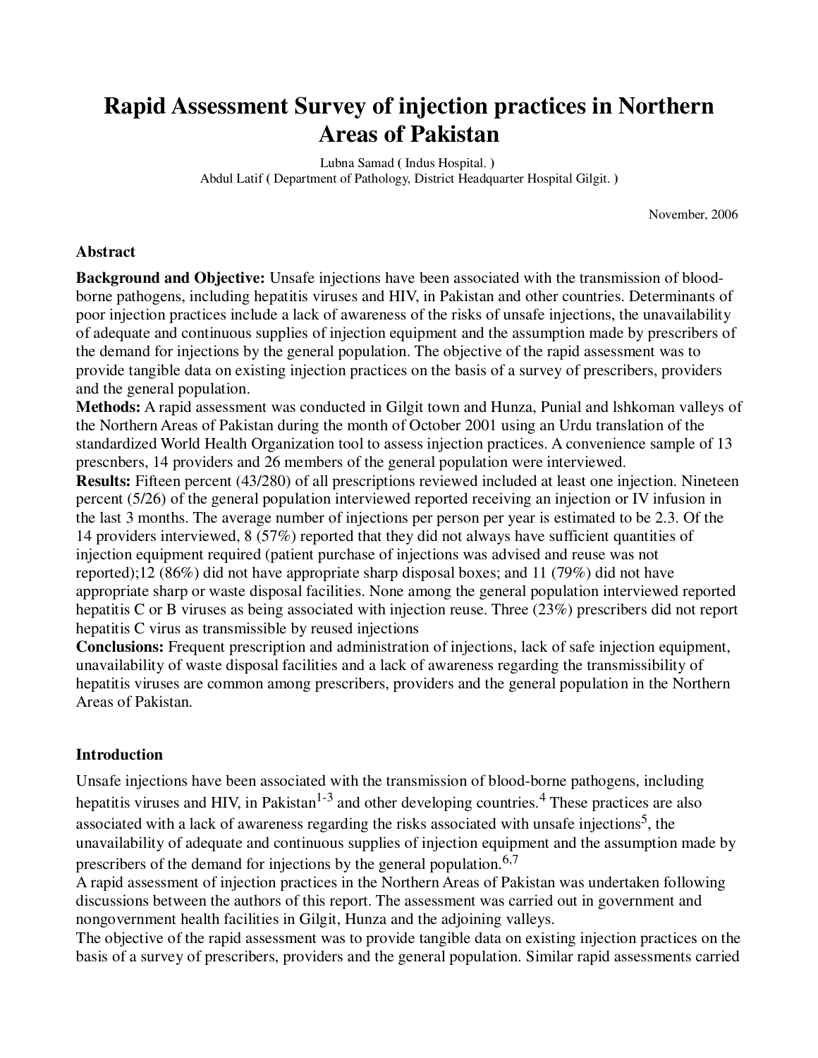# Rapid Assessment Survey of injection practices in Northern Areas of Pakistan

Lubna Samad ( Indus Hospital. )
Abdul Latif ( Department of Pathology, District Headquarter Hospital Gilgit. )

November, 2006

### Abstract

**Background and Objective:** Unsafe injections have been associated with the transmission of blood-borne pathogens, including hepatitis viruses and HIV, in Pakistan and other countries. Determinants of poor injection practices include a lack of awareness of the risks of unsafe injections, the unavailability of adequate and continuous supplies of injection equipment and the assumption made by prescribers of the demand for injections by the general population. The objective of the rapid assessment was to provide tangible data on existing injection practices on the basis of a survey of prescribers, providers and the general population.

**Methods:** A rapid assessment was conducted in Gilgit town and Hunza, Punial and lshkoman valleys of the Northern Areas of Pakistan during the month of October 2001 using an Urdu translation of the standardized World Health Organization tool to assess injection practices. A convenience sample of 13 prescnbers, 14 providers and 26 members of the general population were interviewed.

**Results:** Fifteen percent (43/280) of all prescriptions reviewed included at least one injection. Nineteen percent (5/26) of the general population interviewed reported receiving an injection or IV infusion in the last 3 months. The average number of injections per person per year is estimated to be 2.3. Of the 14 providers interviewed, 8 (57%) reported that they did not always have sufficient quantities of injection equipment required (patient purchase of injections was advised and reuse was not reported);12 (86%) did not have appropriate sharp disposal boxes; and 11 (79%) did not have appropriate sharp or waste disposal facilities. None among the general population interviewed reported hepatitis C or B viruses as being associated with injection reuse. Three (23%) prescribers did not report hepatitis C virus as transmissible by reused injections

**Conclusions:** Frequent prescription and administration of injections, lack of safe injection equipment, unavailability of waste disposal facilities and a lack of awareness regarding the transmissibility of hepatitis viruses are common among prescribers, providers and the general population in the Northern Areas of Pakistan.

### Introduction

Unsafe injections have been associated with the transmission of blood-borne pathogens, including hepatitis viruses and HIV, in Pakistan[1-3] and other developing countries.[4] These practices are also associated with a lack of awareness regarding the risks associated with unsafe injections[5], the unavailability of adequate and continuous supplies of injection equipment and the assumption made by prescribers of the demand for injections by the general population.[6,7]

A rapid assessment of injection practices in the Northern Areas of Pakistan was undertaken following discussions between the authors of this report. The assessment was carried out in government and nongovernment health facilities in Gilgit, Hunza and the adjoining valleys.

The objective of the rapid assessment was to provide tangible data on existing injection practices on the basis of a survey of prescribers, providers and the general population. Similar rapid assessments carried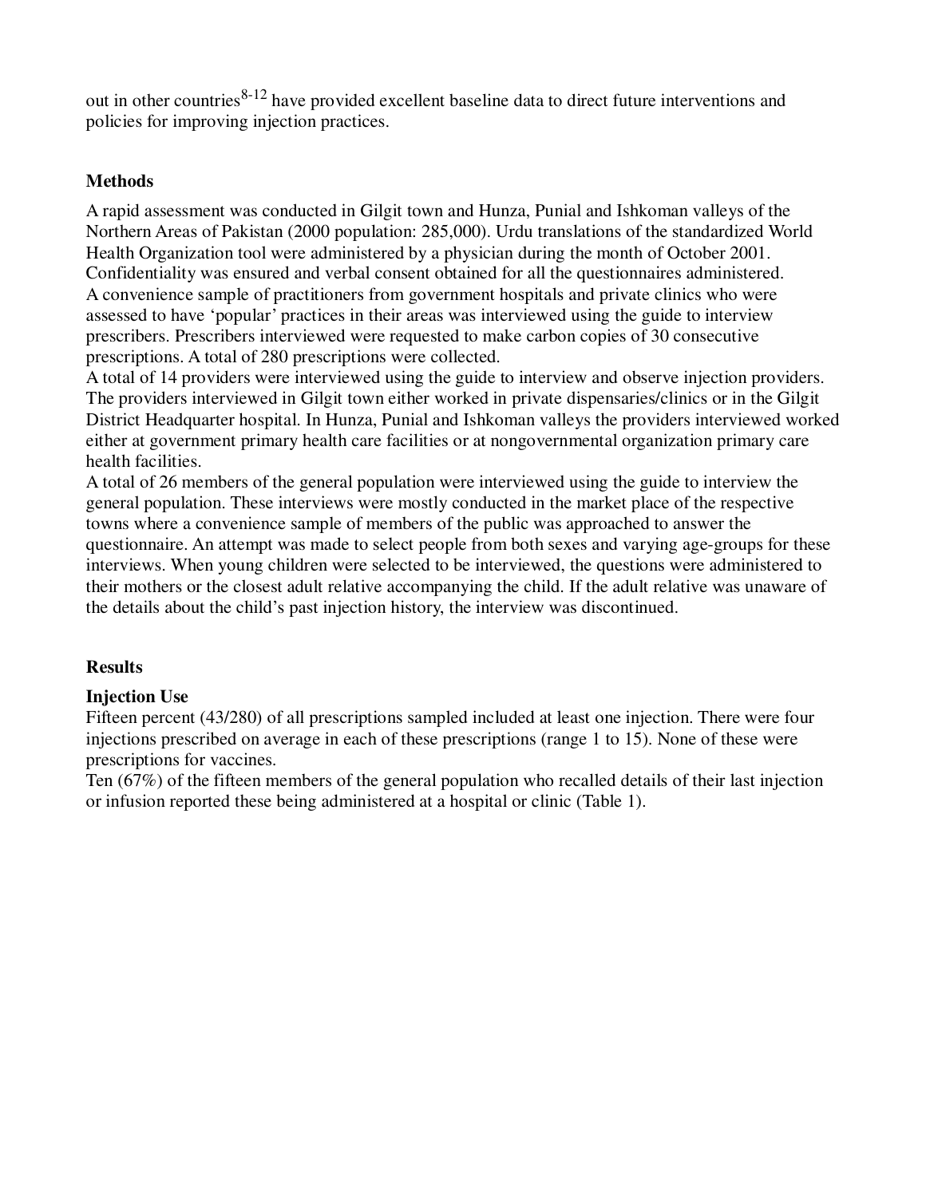out in other countries[8-12] have provided excellent baseline data to direct future interventions and policies for improving injection practices.

## Methods

A rapid assessment was conducted in Gilgit town and Hunza, Punial and Ishkoman valleys of the Northern Areas of Pakistan (2000 population: 285,000). Urdu translations of the standardized World Health Organization tool were administered by a physician during the month of October 2001. Confidentiality was ensured and verbal consent obtained for all the questionnaires administered.

A convenience sample of practitioners from government hospitals and private clinics who were assessed to have 'popular' practices in their areas was interviewed using the guide to interview prescribers. Prescribers interviewed were requested to make carbon copies of 30 consecutive prescriptions. A total of 280 prescriptions were collected.

A total of 14 providers were interviewed using the guide to interview and observe injection providers. The providers interviewed in Gilgit town either worked in private dispensaries/clinics or in the Gilgit District Headquarter hospital. In Hunza, Punial and Ishkoman valleys the providers interviewed worked either at government primary health care facilities or at nongovernmental organization primary care health facilities.

A total of 26 members of the general population were interviewed using the guide to interview the general population. These interviews were mostly conducted in the market place of the respective towns where a convenience sample of members of the public was approached to answer the questionnaire. An attempt was made to select people from both sexes and varying age-groups for these interviews. When young children were selected to be interviewed, the questions were administered to their mothers or the closest adult relative accompanying the child. If the adult relative was unaware of the details about the child's past injection history, the interview was discontinued.

## Results

### Injection Use

Fifteen percent (43/280) of all prescriptions sampled included at least one injection. There were four injections prescribed on average in each of these prescriptions (range 1 to 15). None of these were prescriptions for vaccines.

Ten (67%) of the fifteen members of the general population who recalled details of their last injection or infusion reported these being administered at a hospital or clinic (Table 1).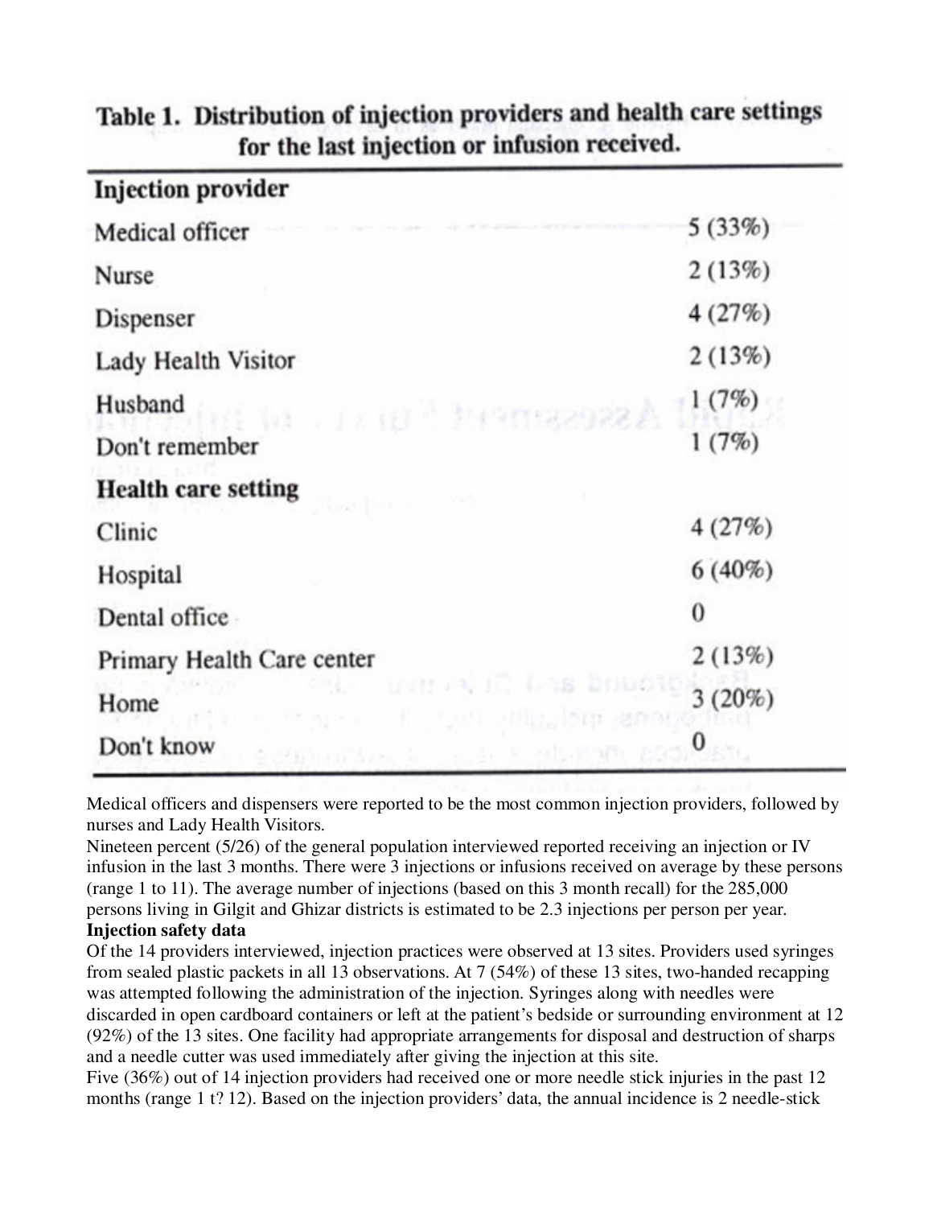**Table 1. Distribution of injection providers and health care settings for the last injection or infusion received.**

| | |
|---|---|
| **Injection provider** | |
| Medical officer | 5 (33%) |
| Nurse | 2 (13%) |
| Dispenser | 4 (27%) |
| Lady Health Visitor | 2 (13%) |
| Husband | 1 (7%) |
| Don't remember | 1 (7%) |
| **Health care setting** | |
| Clinic | 4 (27%) |
| Hospital | 6 (40%) |
| Dental office | 0 |
| Primary Health Care center | 2 (13%) |
| Home | 3 (20%) |
| Don't know | 0 |

Medical officers and dispensers were reported to be the most common injection providers, followed by nurses and Lady Health Visitors.

Nineteen percent (5/26) of the general population interviewed reported receiving an injection or IV infusion in the last 3 months. There were 3 injections or infusions received on average by these persons (range 1 to 11). The average number of injections (based on this 3 month recall) for the 285,000 persons living in Gilgit and Ghizar districts is estimated to be 2.3 injections per person per year.

**Injection safety data**

Of the 14 providers interviewed, injection practices were observed at 13 sites. Providers used syringes from sealed plastic packets in all 13 observations. At 7 (54%) of these 13 sites, two-handed recapping was attempted following the administration of the injection. Syringes along with needles were discarded in open cardboard containers or left at the patient's bedside or surrounding environment at 12 (92%) of the 13 sites. One facility had appropriate arrangements for disposal and destruction of sharps and a needle cutter was used immediately after giving the injection at this site.

Five (36%) out of 14 injection providers had received one or more needle stick injuries in the past 12 months (range 1 t? 12). Based on the injection providers' data, the annual incidence is 2 needle-stick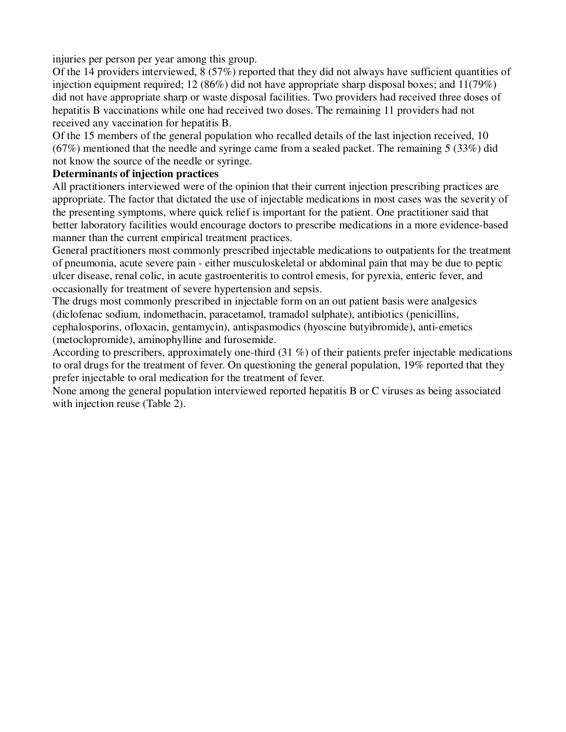injuries per person per year among this group.

Of the 14 providers interviewed, 8 (57%) reported that they did not always have sufficient quantities of injection equipment required; 12 (86%) did not have appropriate sharp disposal boxes; and 11(79%) did not have appropriate sharp or waste disposal facilities. Two providers had received three doses of hepatitis B vaccinations while one had received two doses. The remaining 11 providers had not received any vaccination for hepatitis B.

Of the 15 members of the general population who recalled details of the last injection received, 10 (67%) mentioned that the needle and syringe came from a sealed packet. The remaining 5 (33%) did not know the source of the needle or syringe.

**Determinants of injection practices**

All practitioners interviewed were of the opinion that their current injection prescribing practices are appropriate. The factor that dictated the use of injectable medications in most cases was the severity of the presenting symptoms, where quick relief is important for the patient. One practitioner said that better laboratory facilities would encourage doctors to prescribe medications in a more evidence-based manner than the current empirical treatment practices.

General practitioners most commonly prescribed injectable medications to outpatients for the treatment of pneumonia, acute severe pain - either musculoskeletal or abdominal pain that may be due to peptic ulcer disease, renal colic, in acute gastroenteritis to control emesis, for pyrexia, enteric fever, and occasionally for treatment of severe hypertension and sepsis.

The drugs most commonly prescribed in injectable form on an out patient basis were analgesics (diclofenac sodium, indomethacin, paracetamol, tramadol sulphate), antibiotics (penicillins, cephalosporins, ofloxacin, gentamycin), antispasmodics (hyoscine butyibromide), anti-emetics (metoclopromide), aminophylline and furosemide.

According to prescribers, approximately one-third (31 %) of their patients prefer injectable medications to oral drugs for the treatment of fever. On questioning the general population, 19% reported that they prefer injectable to oral medication for the treatment of fever.

None among the general population interviewed reported hepatitis B or C viruses as being associated with injection reuse (Table 2).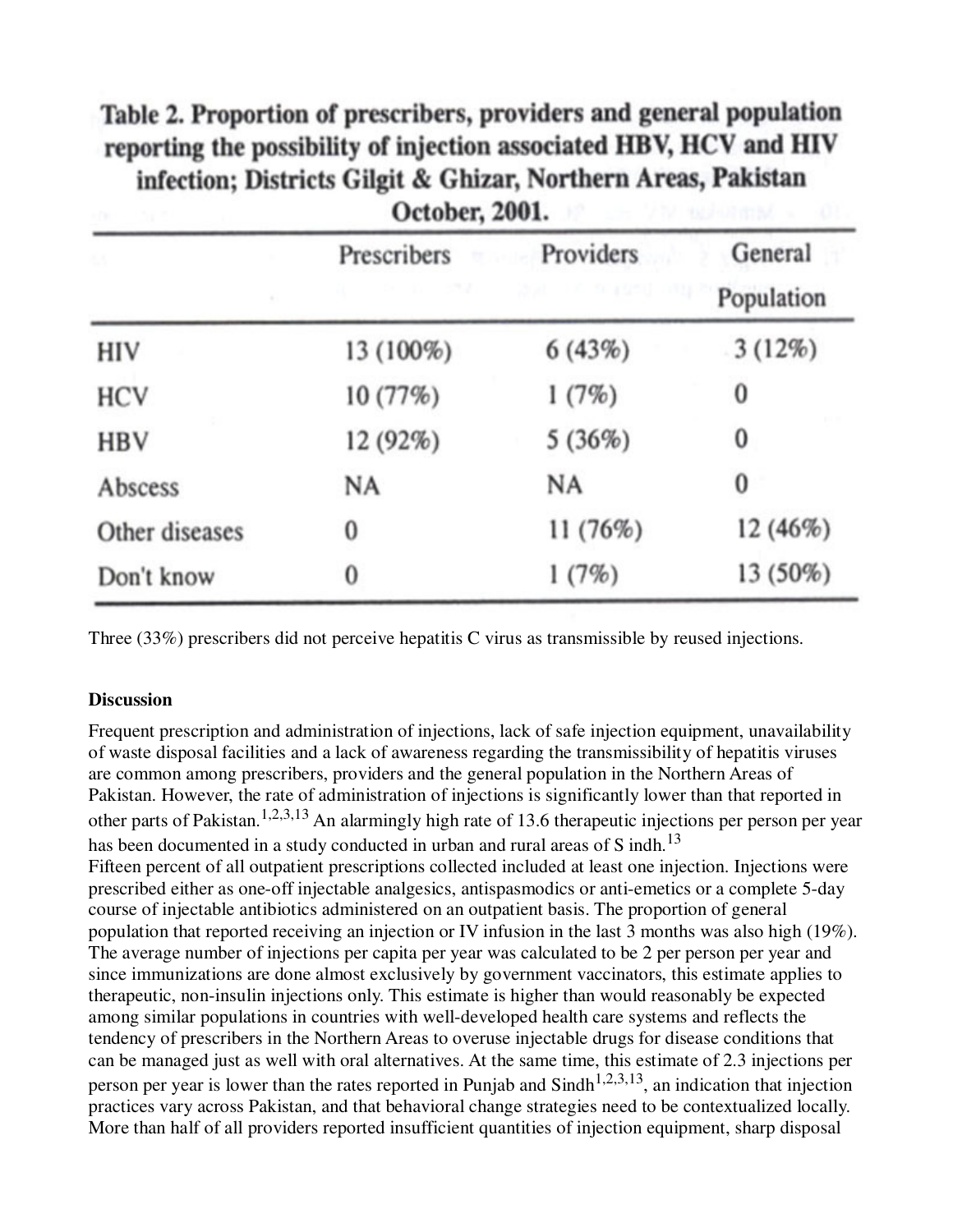**Table 2. Proportion of prescribers, providers and general population reporting the possibility of injection associated HBV, HCV and HIV infection; Districts Gilgit & Ghizar, Northern Areas, Pakistan October, 2001.**

| | Prescribers | Providers | General Population |
|---|---|---|---|
| HIV | 13 (100%) | 6 (43%) | 3 (12%) |
| HCV | 10 (77%) | 1 (7%) | 0 |
| HBV | 12 (92%) | 5 (36%) | 0 |
| Abscess | NA | NA | 0 |
| Other diseases | 0 | 11 (76%) | 12 (46%) |
| Don't know | 0 | 1 (7%) | 13 (50%) |

Three (33%) prescribers did not perceive hepatitis C virus as transmissible by reused injections.

**Discussion**

Frequent prescription and administration of injections, lack of safe injection equipment, unavailability of waste disposal facilities and a lack of awareness regarding the transmissibility of hepatitis viruses are common among prescribers, providers and the general population in the Northern Areas of Pakistan. However, the rate of administration of injections is significantly lower than that reported in other parts of Pakistan.[1,2,3,13] An alarmingly high rate of 13.6 therapeutic injections per person per year has been documented in a study conducted in urban and rural areas of S indh.[13]

Fifteen percent of all outpatient prescriptions collected included at least one injection. Injections were prescribed either as one-off injectable analgesics, antispasmodics or anti-emetics or a complete 5-day course of injectable antibiotics administered on an outpatient basis. The proportion of general population that reported receiving an injection or IV infusion in the last 3 months was also high (19%). The average number of injections per capita per year was calculated to be 2 per person per year and since immunizations are done almost exclusively by government vaccinators, this estimate applies to therapeutic, non-insulin injections only. This estimate is higher than would reasonably be expected among similar populations in countries with well-developed health care systems and reflects the tendency of prescribers in the Northern Areas to overuse injectable drugs for disease conditions that can be managed just as well with oral alternatives. At the same time, this estimate of 2.3 injections per person per year is lower than the rates reported in Punjab and Sindh[1,2,3,13], an indication that injection practices vary across Pakistan, and that behavioral change strategies need to be contextualized locally. More than half of all providers reported insufficient quantities of injection equipment, sharp disposal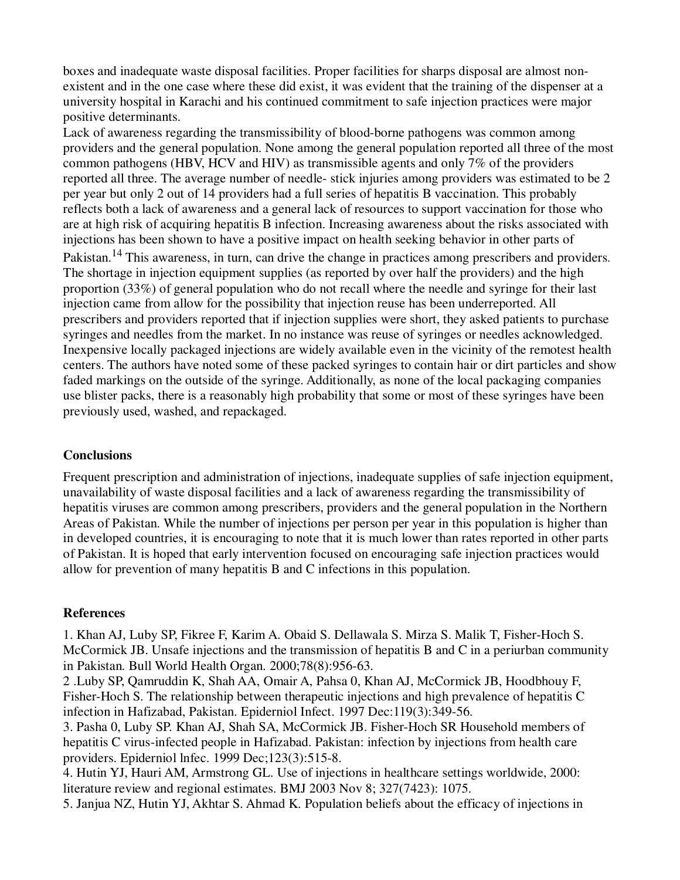boxes and inadequate waste disposal facilities. Proper facilities for sharps disposal are almost non-existent and in the one case where these did exist, it was evident that the training of the dispenser at a university hospital in Karachi and his continued commitment to safe injection practices were major positive determinants.

Lack of awareness regarding the transmissibility of blood-borne pathogens was common among providers and the general population. None among the general population reported all three of the most common pathogens (HBV, HCV and HIV) as transmissible agents and only 7% of the providers reported all three. The average number of needle- stick injuries among providers was estimated to be 2 per year but only 2 out of 14 providers had a full series of hepatitis B vaccination. This probably reflects both a lack of awareness and a general lack of resources to support vaccination for those who are at high risk of acquiring hepatitis B infection. Increasing awareness about the risks associated with injections has been shown to have a positive impact on health seeking behavior in other parts of Pakistan.[14] This awareness, in turn, can drive the change in practices among prescribers and providers. The shortage in injection equipment supplies (as reported by over half the providers) and the high proportion (33%) of general population who do not recall where the needle and syringe for their last injection came from allow for the possibility that injection reuse has been underreported. All prescribers and providers reported that if injection supplies were short, they asked patients to purchase syringes and needles from the market. In no instance was reuse of syringes or needles acknowledged. Inexpensive locally packaged injections are widely available even in the vicinity of the remotest health centers. The authors have noted some of these packed syringes to contain hair or dirt particles and show faded markings on the outside of the syringe. Additionally, as none of the local packaging companies use blister packs, there is a reasonably high probability that some or most of these syringes have been previously used, washed, and repackaged.

## Conclusions

Frequent prescription and administration of injections, inadequate supplies of safe injection equipment, unavailability of waste disposal facilities and a lack of awareness regarding the transmissibility of hepatitis viruses are common among prescribers, providers and the general population in the Northern Areas of Pakistan. While the number of injections per person per year in this population is higher than in developed countries, it is encouraging to note that it is much lower than rates reported in other parts of Pakistan. It is hoped that early intervention focused on encouraging safe injection practices would allow for prevention of many hepatitis B and C infections in this population.

## References

1. Khan AJ, Luby SP, Fikree F, Karim A. Obaid S. Dellawala S. Mirza S. Malik T, Fisher-Hoch S. McCormick JB. Unsafe injections and the transmission of hepatitis B and C in a periurban community in Pakistan. Bull World Health Organ. 2000;78(8):956-63.
2 .Luby SP, Qamruddin K, Shah AA, Omair A, Pahsa 0, Khan AJ, McCormick JB, Hoodbhouy F, Fisher-Hoch S. The relationship between therapeutic injections and high prevalence of hepatitis C infection in Hafizabad, Pakistan. Epiderniol Infect. 1997 Dec:119(3):349-56.
3. Pasha 0, Luby SP. Khan AJ, Shah SA, McCormick JB. Fisher-Hoch SR Household members of hepatitis C virus-infected people in Hafizabad. Pakistan: infection by injections from health care providers. Epiderniol lnfec. 1999 Dec;123(3):515-8.
4. Hutin YJ, Hauri AM, Armstrong GL. Use of injections in healthcare settings worldwide, 2000: literature review and regional estimates. BMJ 2003 Nov 8; 327(7423): 1075.
5. Janjua NZ, Hutin YJ, Akhtar S. Ahmad K. Population beliefs about the efficacy of injections in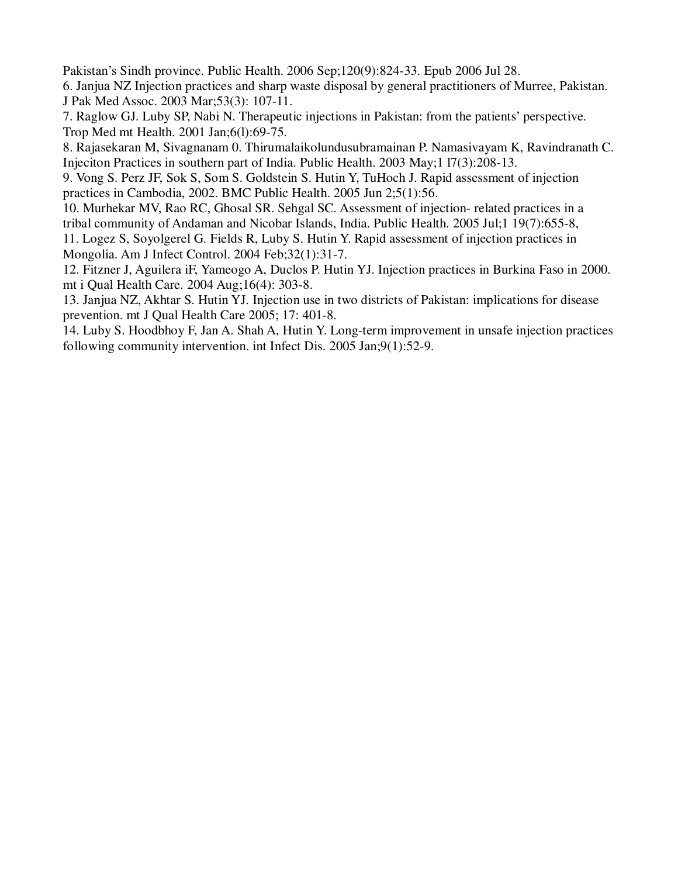Pakistan's Sindh province. Public Health. 2006 Sep;120(9):824-33. Epub 2006 Jul 28.

6. Janjua NZ Injection practices and sharp waste disposal by general practitioners of Murree, Pakistan. J Pak Med Assoc. 2003 Mar;53(3): 107-11.

7. Raglow GJ. Luby SP, Nabi N. Therapeutic injections in Pakistan: from the patients' perspective. Trop Med mt Health. 2001 Jan;6(l):69-75.

8. Rajasekaran M, Sivagnanam 0. Thirumalaikolundusubramainan P. Namasivayam K, Ravindranath C. Injeciton Practices in southern part of India. Public Health. 2003 May;1 l7(3):208-13.

9. Vong S. Perz JF, Sok S, Som S. Goldstein S. Hutin Y, TuHoch J. Rapid assessment of injection practices in Cambodia, 2002. BMC Public Health. 2005 Jun 2;5(1):56.

10. Murhekar MV, Rao RC, Ghosal SR. Sehgal SC. Assessment of injection- related practices in a tribal community of Andaman and Nicobar Islands, India. Public Health. 2005 Jul;1 19(7):655-8,

11. Logez S, Soyolgerel G. Fields R, Luby S. Hutin Y. Rapid assessment of injection practices in Mongolia. Am J Infect Control. 2004 Feb;32(1):31-7.

12. Fitzner J, Aguilera iF, Yameogo A, Duclos P. Hutin YJ. Injection practices in Burkina Faso in 2000. mt i Qual Health Care. 2004 Aug;16(4): 303-8.

13. Janjua NZ, Akhtar S. Hutin YJ. Injection use in two districts of Pakistan: implications for disease prevention. mt J Qual Health Care 2005; 17: 401-8.

14. Luby S. Hoodbhoy F, Jan A. Shah A, Hutin Y. Long-term improvement in unsafe injection practices following community intervention. int Infect Dis. 2005 Jan;9(1):52-9.